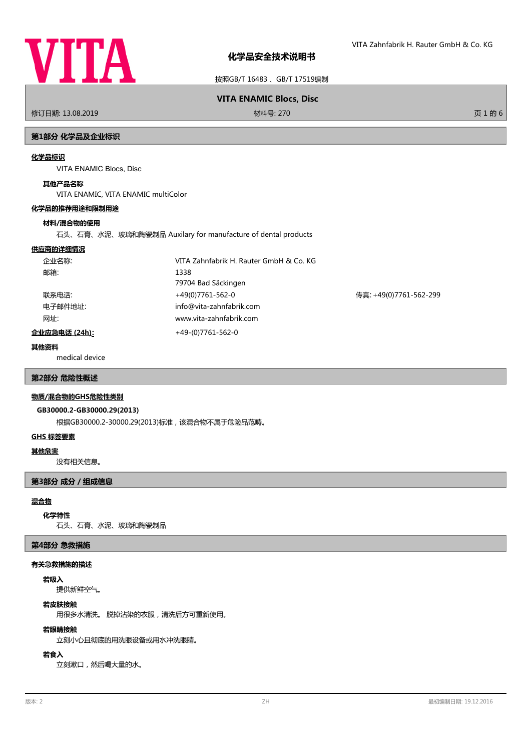# 化学品安全技术说明书

按照GB/T 16483 、GB/T 17519编制

**VITA ENAMIC Blocs, Disc**

修订日期: 13.08.2019 材料号: 270

## 第1部分 化学品及企业标识

### 化学品标识

VITA ENAMIC Blocs, Disc

**其他产品名称**

VITA ENAMIC, VITA ENAMIC multiColor

### 化学品的推荐用途和限制用途

**材料/混合物的使用**

石头、石膏、水泥、玻璃和陶瓷制品 Auxilary for manufacture of dental products

### 供应商的详细情况

| | | |
|---|---|---|
| 企业名称: | VITA Zahnfabrik H. Rauter GmbH & Co. KG | |
| 邮箱: | 1338 | |
| | 79704 Bad Säckingen | |
| 联系电话: | +49(0)7761-562-0 | 传真: +49(0)7761-562-299 |
| 电子邮件地址: | info@vita-zahnfabrik.com | |
| 网址: | www.vita-zahnfabrik.com | |

**企业应急电话 (24h):** +49-(0)7761-562-0

**其他资料**

medical device

## 第2部分 危险性概述

### 物质/混合物的GHS危险性类别

**GB30000.2-GB30000.29(2013)**

根据GB30000.2-30000.29(2013)标准，该混合物不属于危险品范畴。

### GHS 标签要素

### 其他危害

没有相关信息。

## 第3部分 成分 / 组成信息

### 混合物

**化学特性**

石头、石膏、水泥、玻璃和陶瓷制品

## 第4部分 急救措施

### 有关急救措施的描述

**若吸入**

提供新鲜空气。

**若皮肤接触**

用很多水清洗。 脱掉沾染的衣服，清洗后方可重新使用。

**若眼睛接触**

立刻小心且彻底的用洗眼设备或用水冲洗眼睛。

**若食入**

立刻漱口，然后喝大量的水。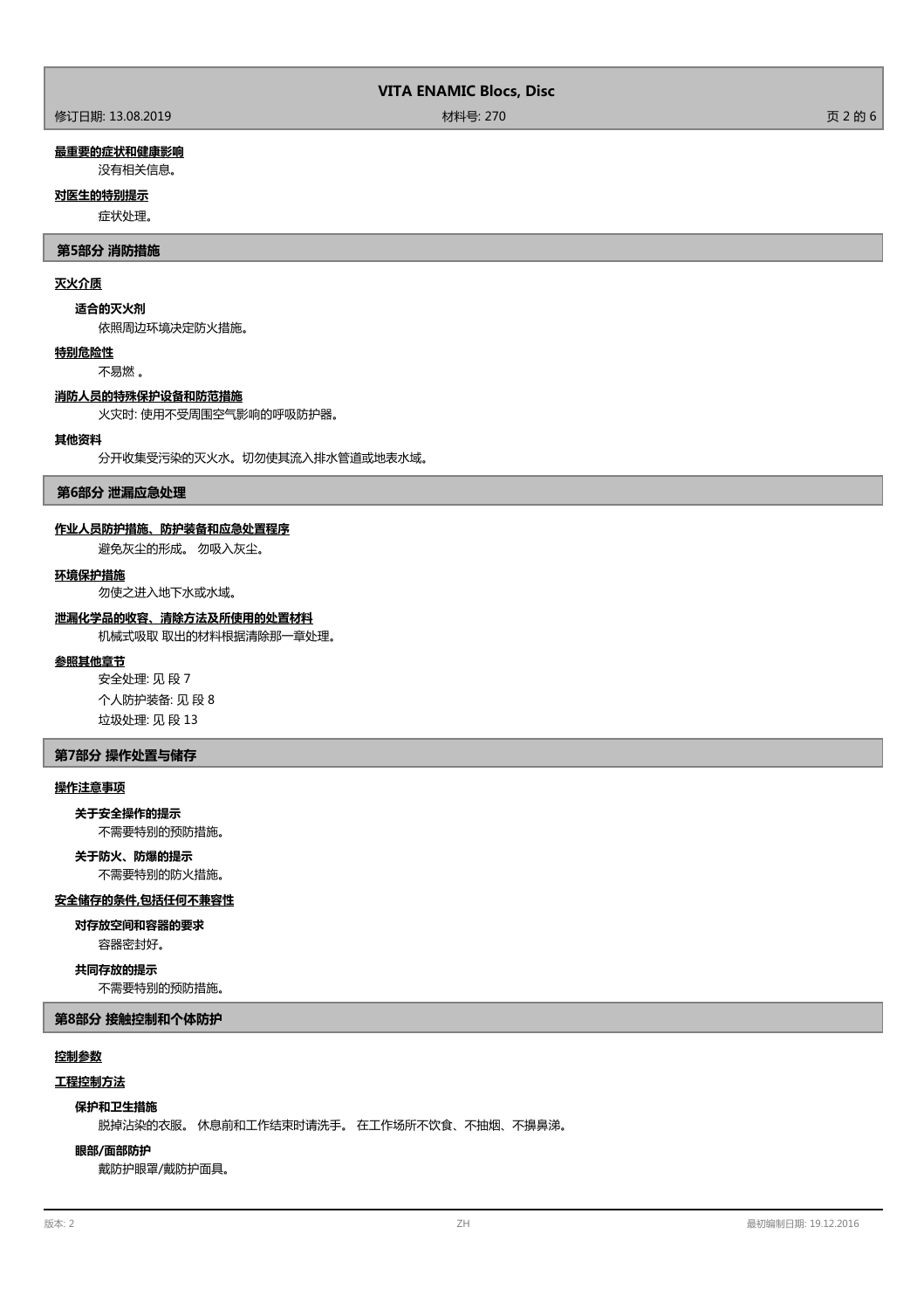**最重要的症状和健康影响**

没有相关信息。

**对医生的特别提示**

症状处理。

## 第5部分 消防措施

**灭火介质**

**适合的灭火剂**

依照周边环境决定防火措施。

**特别危险性**

不易燃 。

**消防人员的特殊保护设备和防范措施**

火灾时: 使用不受周围空气影响的呼吸防护器。

**其他资料**

分开收集受污染的灭火水。切勿使其流入排水管道或地表水域。

## 第6部分 泄漏应急处理

**作业人员防护措施、防护装备和应急处置程序**

避免灰尘的形成。 勿吸入灰尘。

**环境保护措施**

勿使之进入地下水或水域。

**泄漏化学品的收容、清除方法及所使用的处置材料**

机械式吸取 取出的材料根据清除那一章处理。

**参照其他章节**

安全处理: 见 段 7

个人防护装备: 见 段 8

垃圾处理: 见 段 13

## 第7部分 操作处置与储存

**操作注意事项**

**关于安全操作的提示**

不需要特别的预防措施。

**关于防火、防爆的提示**

不需要特别的防火措施。

**安全储存的条件,包括任何不兼容性**

**对存放空间和容器的要求**

容器密封好。

**共同存放的提示**

不需要特别的预防措施。

## 第8部分 接触控制和个体防护

**控制参数**

**工程控制方法**

**保护和卫生措施**

脱掉沾染的衣服。 休息前和工作结束时请洗手。 在工作场所不饮食、不抽烟、不擤鼻涕。

**眼部/面部防护**

戴防护眼罩/戴防护面具。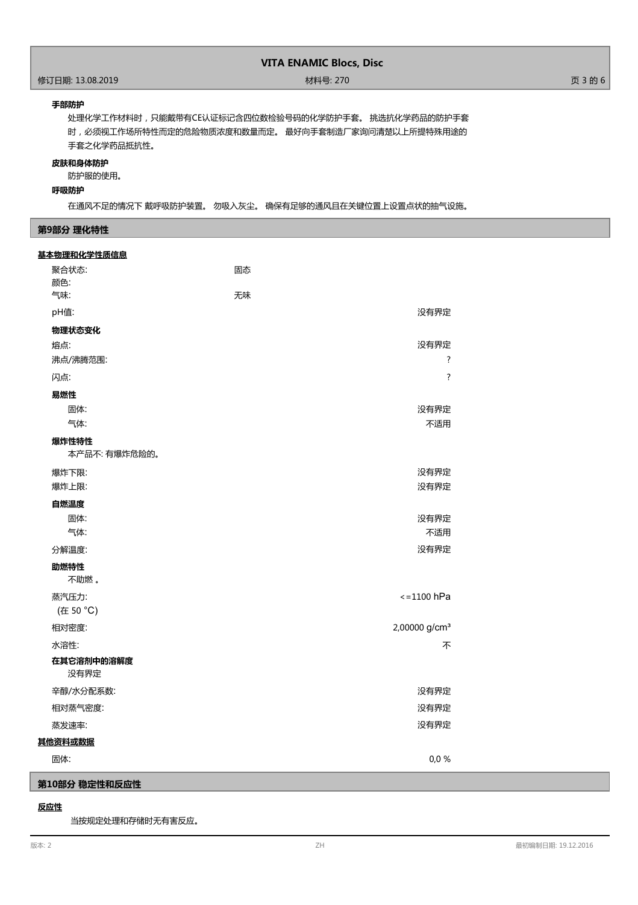**手部防护**

处理化学工作材料时，只能戴带有CE认证标记含四位数检验号码的化学防护手套。 挑选抗化学药品的防护手套时，必须视工作场所特性而定的危险物质浓度和数量而定。 最好向手套制造厂家询问清楚以上所提特殊用途的手套之化学药品抵抗性。

**皮肤和身体防护**

防护服的使用。

**呼吸防护**

在通风不足的情况下 戴呼吸防护装置。 勿吸入灰尘。 确保有足够的通风且在关键位置上设置点状的抽气设施。

## 第9部分 理化特性

**基本物理和化学性质信息**

| | | |
|---|---|---|
| 聚合状态: | 固态 | |
| 颜色: | | |
| 气味: | 无味 | |
| pH值: | | 没有界定 |

**物理状态变化**

| | |
|---|---|
| 熔点: | 没有界定 |
| 沸点/沸腾范围: | ? |
| 闪点: | ? |

**易燃性**

| | |
|---|---|
| 固体: | 没有界定 |
| 气体: | 不适用 |

**爆炸性特性**

本产品不: 有爆炸危险的。

| | |
|---|---|
| 爆炸下限: | 没有界定 |
| 爆炸上限: | 没有界定 |

**自燃温度**

| | |
|---|---|
| 固体: | 没有界定 |
| 气体: | 不适用 |
| 分解温度: | 没有界定 |

**助燃特性**

不助燃 。

| | |
|---|---|
| 蒸汽压力: (在 50 °C) | <=1100 hPa |
| 相对密度: | 2,00000 g/cm³ |
| 水溶性: | 不 |

**在其它溶剂中的溶解度**

没有界定

| | |
|---|---|
| 辛醇/水分配系数: | 没有界定 |
| 相对蒸气密度: | 没有界定 |
| 蒸发速率: | 没有界定 |

**其他资料或数据**

| | |
|---|---|
| 固体: | 0,0 % |

## 第10部分 稳定性和反应性

**反应性**

当按规定处理和存储时无有害反应。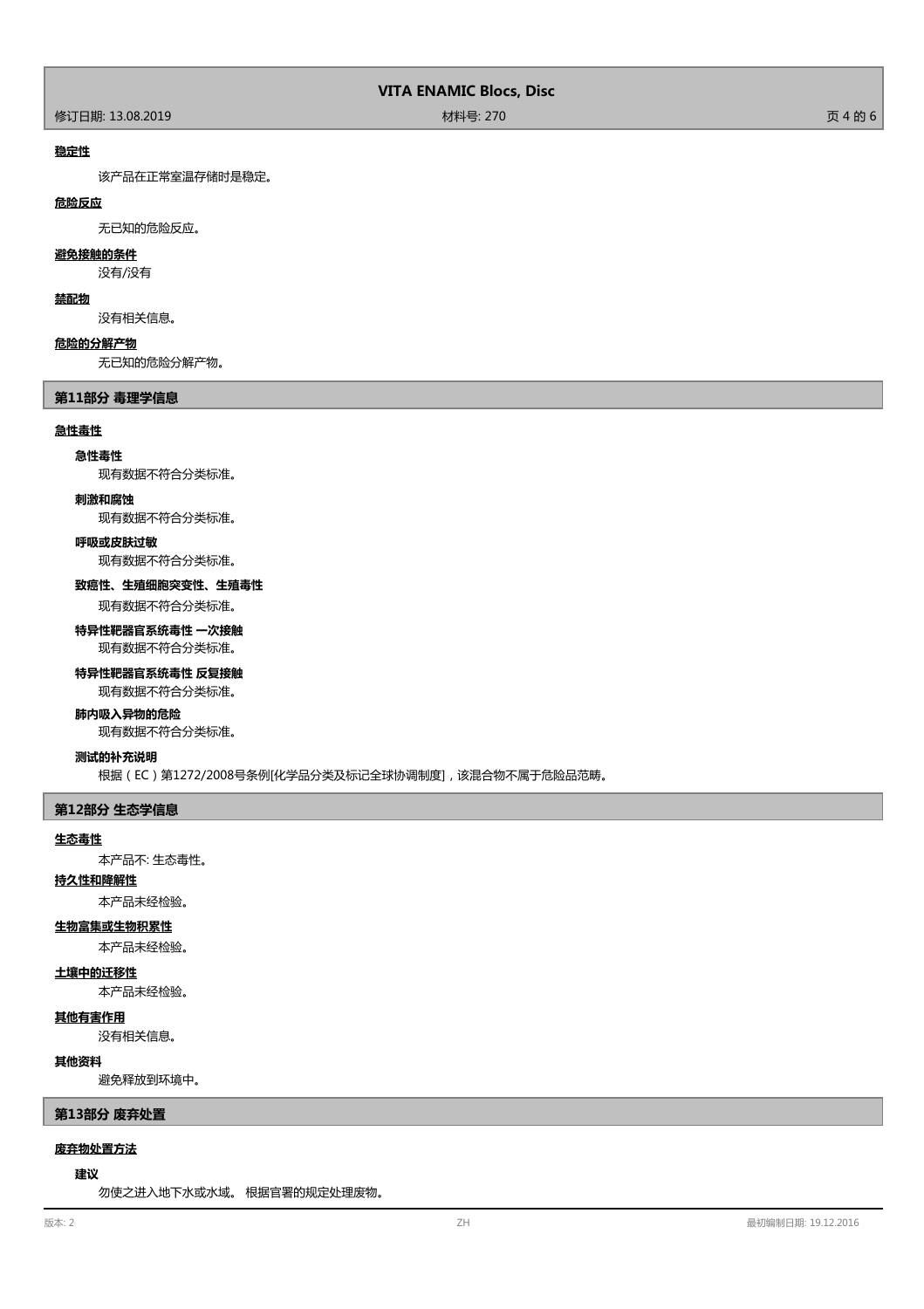**稳定性**

该产品在正常室温存储时是稳定。

**危险反应**

无已知的危险反应。

**避免接触的条件**

没有/没有

**禁配物**

没有相关信息。

**危险的分解产物**

无已知的危险分解产物。

## 第11部分 毒理学信息

**急性毒性**

**急性毒性**

现有数据不符合分类标准。

**刺激和腐蚀**

现有数据不符合分类标准。

**呼吸或皮肤过敏**

现有数据不符合分类标准。

**致癌性、生殖细胞突变性、生殖毒性**

现有数据不符合分类标准。

**特异性靶器官系统毒性 一次接触**

现有数据不符合分类标准。

**特异性靶器官系统毒性 反复接触**

现有数据不符合分类标准。

**肺内吸入异物的危险**

现有数据不符合分类标准。

**测试的补充说明**

根据（EC）第1272/2008号条例[化学品分类及标记全球协调制度]，该混合物不属于危险品范畴。

## 第12部分 生态学信息

**生态毒性**

本产品不: 生态毒性。

**持久性和降解性**

本产品未经检验。

**生物富集或生物积累性**

本产品未经检验。

**土壤中的迁移性**

本产品未经检验。

**其他有害作用**

没有相关信息。

**其他资料**

避免释放到环境中。

## 第13部分 废弃处置

**废弃物处置方法**

**建议**

勿使之进入地下水或水域。 根据官署的规定处理废物。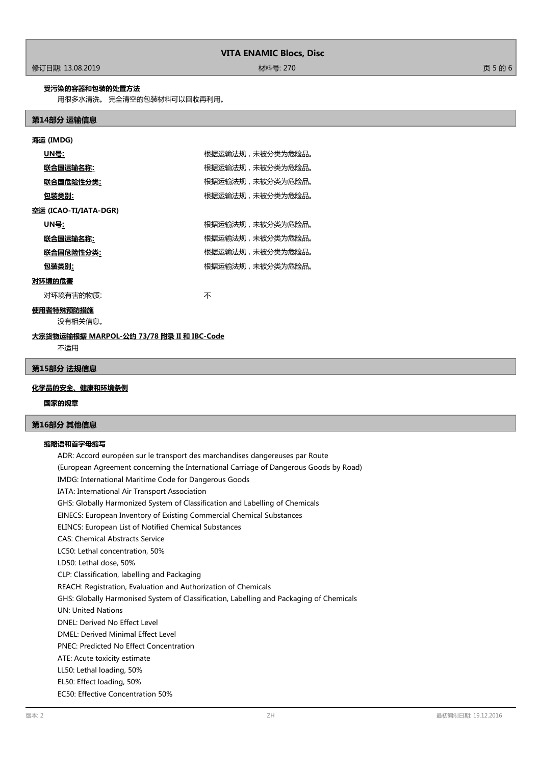**受污染的容器和包装的处置方法**

用很多水清洗。 完全清空的包装材料可以回收再利用。

## 第14部分 运输信息

**海运 (IMDG)**

| | |
|---|---|
| **UN号:** | 根据运输法规，未被分类为危险品。 |
| **联合国运输名称:** | 根据运输法规，未被分类为危险品。 |
| **联合国危险性分类:** | 根据运输法规，未被分类为危险品。 |
| **包装类别:** | 根据运输法规，未被分类为危险品。 |

**空运 (ICAO-TI/IATA-DGR)**

| | |
|---|---|
| **UN号:** | 根据运输法规，未被分类为危险品。 |
| **联合国运输名称:** | 根据运输法规，未被分类为危险品。 |
| **联合国危险性分类:** | 根据运输法规，未被分类为危险品。 |
| **包装类别:** | 根据运输法规，未被分类为危险品。 |

**对环境的危害**

对环境有害的物质: 不

**使用者特殊预防措施**

没有相关信息。

**大宗货物运输根据 MARPOL-公约 73/78 附录 II 和 IBC-Code**

不适用

## 第15部分 法规信息

**化学品的安全、健康和环境条例**

**国家的规章**

## 第16部分 其他信息

**缩略语和首字母缩写**

ADR: Accord européen sur le transport des marchandises dangereuses par Route
(European Agreement concerning the International Carriage of Dangerous Goods by Road)
IMDG: International Maritime Code for Dangerous Goods
IATA: International Air Transport Association
GHS: Globally Harmonized System of Classification and Labelling of Chemicals
EINECS: European Inventory of Existing Commercial Chemical Substances
ELINCS: European List of Notified Chemical Substances
CAS: Chemical Abstracts Service
LC50: Lethal concentration, 50%
LD50: Lethal dose, 50%
CLP: Classification, labelling and Packaging
REACH: Registration, Evaluation and Authorization of Chemicals
GHS: Globally Harmonised System of Classification, Labelling and Packaging of Chemicals
UN: United Nations
DNEL: Derived No Effect Level
DMEL: Derived Minimal Effect Level
PNEC: Predicted No Effect Concentration
ATE: Acute toxicity estimate
LL50: Lethal loading, 50%
EL50: Effect loading, 50%
EC50: Effective Concentration 50%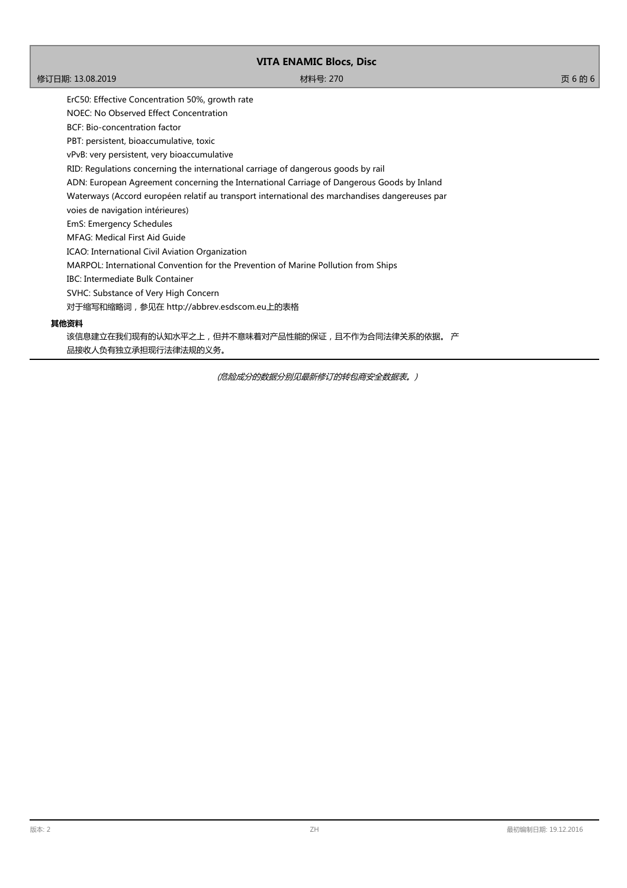ErC50: Effective Concentration 50%, growth rate

NOEC: No Observed Effect Concentration

BCF: Bio-concentration factor

PBT: persistent, bioaccumulative, toxic

vPvB: very persistent, very bioaccumulative

RID: Regulations concerning the international carriage of dangerous goods by rail

ADN: European Agreement concerning the International Carriage of Dangerous Goods by Inland Waterways (Accord européen relatif au transport international des marchandises dangereuses par voies de navigation intérieures)

EmS: Emergency Schedules

MFAG: Medical First Aid Guide

ICAO: International Civil Aviation Organization

MARPOL: International Convention for the Prevention of Marine Pollution from Ships

IBC: Intermediate Bulk Container

SVHC: Substance of Very High Concern

对于缩写和缩略词，参见在 http://abbrev.esdscom.eu上的表格

**其他资料**

该信息建立在我们现有的认知水平之上，但并不意味着对产品性能的保证，且不作为合同法律关系的依据。 产品接收人负有独立承担现行法律法规的义务。

*(危险成分的数据分别见最新修订的转包商安全数据表。)*